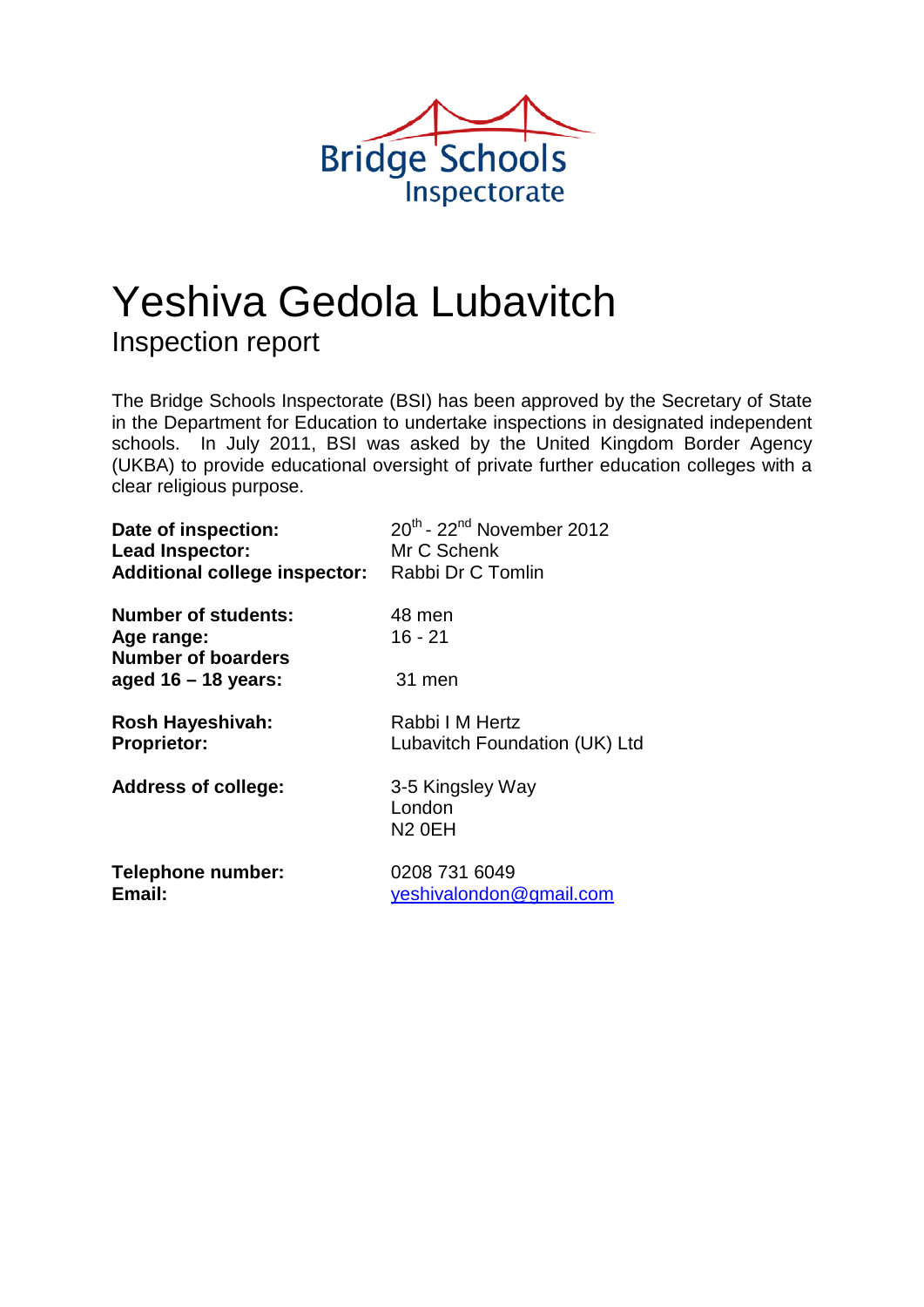Bridge Schools Inspectorate

# Yeshiva Gedola Lubavitch

## Inspection report

The Bridge Schools Inspectorate (BSI) has been approved by the Secretary of State in the Department for Education to undertake inspections in designated independent schools. In July 2011, BSI was asked by the United Kingdom Border Agency (UKBA) to provide educational oversight of private further education colleges with a clear religious purpose.

**Date of inspection:** 20th - 22nd November 2012
**Lead Inspector:** Mr C Schenk
**Additional college inspector:** Rabbi Dr C Tomlin

**Number of students:** 48 men
**Age range:** 16 - 21
**Number of boarders aged 16 – 18 years:** 31 men

**Rosh Hayeshivah:** Rabbi I M Hertz
**Proprietor:** Lubavitch Foundation (UK) Ltd

**Address of college:** 3-5 Kingsley Way
London
N2 0EH

**Telephone number:** 0208 731 6049
**Email:** yeshivalondon@gmail.com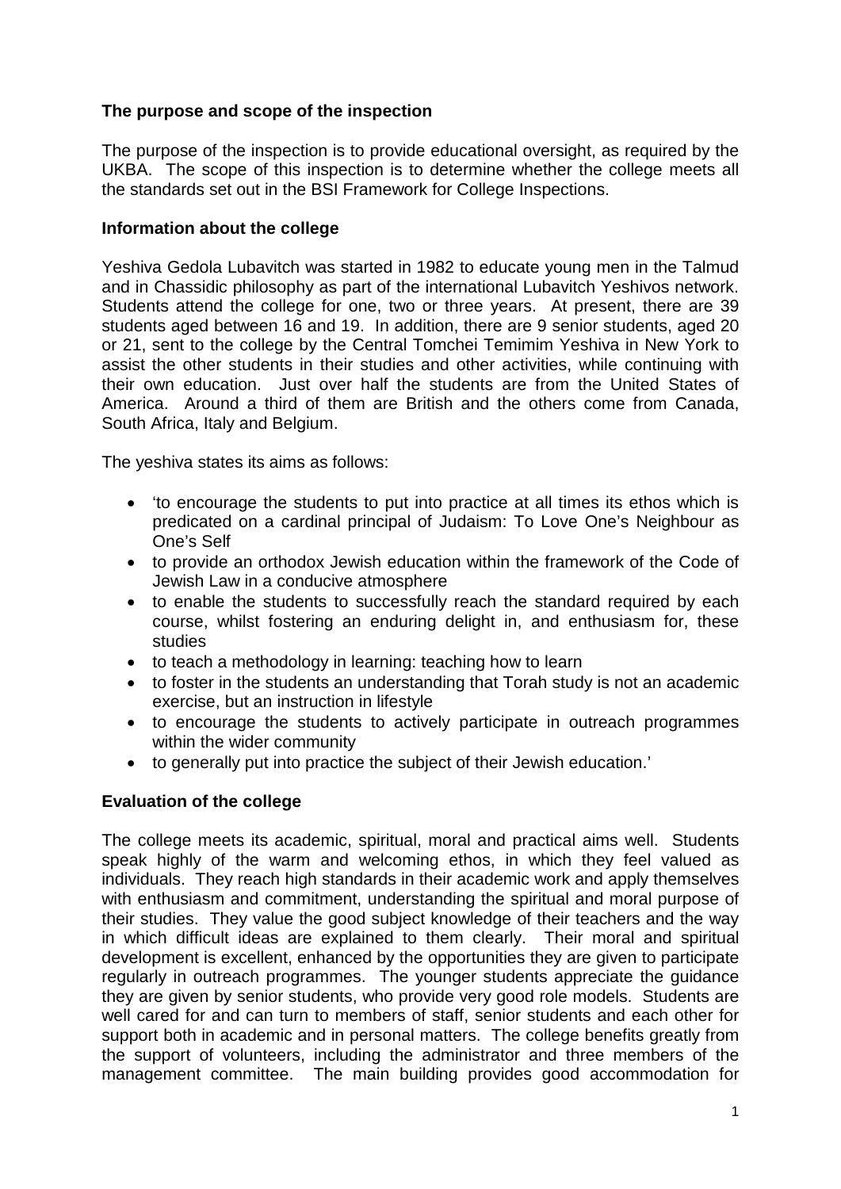### The purpose and scope of the inspection

The purpose of the inspection is to provide educational oversight, as required by the UKBA. The scope of this inspection is to determine whether the college meets all the standards set out in the BSI Framework for College Inspections.

### Information about the college

Yeshiva Gedola Lubavitch was started in 1982 to educate young men in the Talmud and in Chassidic philosophy as part of the international Lubavitch Yeshivos network. Students attend the college for one, two or three years. At present, there are 39 students aged between 16 and 19. In addition, there are 9 senior students, aged 20 or 21, sent to the college by the Central Tomchei Temimim Yeshiva in New York to assist the other students in their studies and other activities, while continuing with their own education. Just over half the students are from the United States of America. Around a third of them are British and the others come from Canada, South Africa, Italy and Belgium.

The yeshiva states its aims as follows:

- 'to encourage the students to put into practice at all times its ethos which is predicated on a cardinal principal of Judaism: To Love One's Neighbour as One's Self
- to provide an orthodox Jewish education within the framework of the Code of Jewish Law in a conducive atmosphere
- to enable the students to successfully reach the standard required by each course, whilst fostering an enduring delight in, and enthusiasm for, these studies
- to teach a methodology in learning: teaching how to learn
- to foster in the students an understanding that Torah study is not an academic exercise, but an instruction in lifestyle
- to encourage the students to actively participate in outreach programmes within the wider community
- to generally put into practice the subject of their Jewish education.'

### Evaluation of the college

The college meets its academic, spiritual, moral and practical aims well. Students speak highly of the warm and welcoming ethos, in which they feel valued as individuals. They reach high standards in their academic work and apply themselves with enthusiasm and commitment, understanding the spiritual and moral purpose of their studies. They value the good subject knowledge of their teachers and the way in which difficult ideas are explained to them clearly. Their moral and spiritual development is excellent, enhanced by the opportunities they are given to participate regularly in outreach programmes. The younger students appreciate the guidance they are given by senior students, who provide very good role models. Students are well cared for and can turn to members of staff, senior students and each other for support both in academic and in personal matters. The college benefits greatly from the support of volunteers, including the administrator and three members of the management committee. The main building provides good accommodation for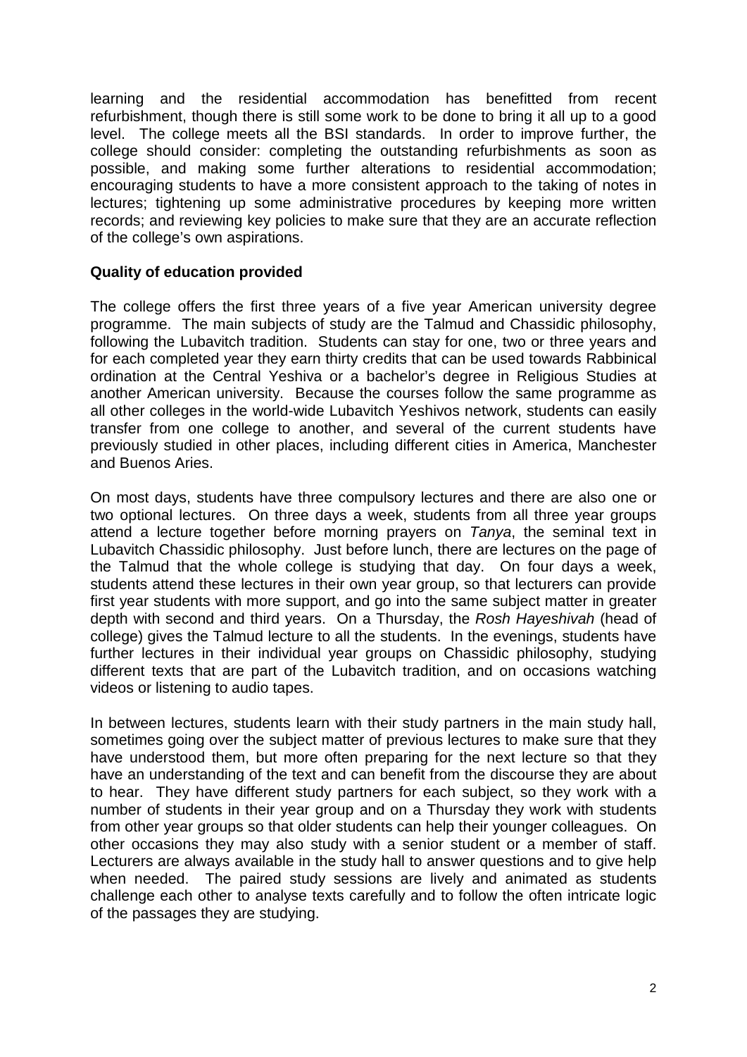learning and the residential accommodation has benefitted from recent refurbishment, though there is still some work to be done to bring it all up to a good level. The college meets all the BSI standards. In order to improve further, the college should consider: completing the outstanding refurbishments as soon as possible, and making some further alterations to residential accommodation; encouraging students to have a more consistent approach to the taking of notes in lectures; tightening up some administrative procedures by keeping more written records; and reviewing key policies to make sure that they are an accurate reflection of the college's own aspirations.

**Quality of education provided**

The college offers the first three years of a five year American university degree programme. The main subjects of study are the Talmud and Chassidic philosophy, following the Lubavitch tradition. Students can stay for one, two or three years and for each completed year they earn thirty credits that can be used towards Rabbinical ordination at the Central Yeshiva or a bachelor's degree in Religious Studies at another American university. Because the courses follow the same programme as all other colleges in the world-wide Lubavitch Yeshivos network, students can easily transfer from one college to another, and several of the current students have previously studied in other places, including different cities in America, Manchester and Buenos Aries.

On most days, students have three compulsory lectures and there are also one or two optional lectures. On three days a week, students from all three year groups attend a lecture together before morning prayers on *Tanya*, the seminal text in Lubavitch Chassidic philosophy. Just before lunch, there are lectures on the page of the Talmud that the whole college is studying that day. On four days a week, students attend these lectures in their own year group, so that lecturers can provide first year students with more support, and go into the same subject matter in greater depth with second and third years. On a Thursday, the *Rosh Hayeshivah* (head of college) gives the Talmud lecture to all the students. In the evenings, students have further lectures in their individual year groups on Chassidic philosophy, studying different texts that are part of the Lubavitch tradition, and on occasions watching videos or listening to audio tapes.

In between lectures, students learn with their study partners in the main study hall, sometimes going over the subject matter of previous lectures to make sure that they have understood them, but more often preparing for the next lecture so that they have an understanding of the text and can benefit from the discourse they are about to hear. They have different study partners for each subject, so they work with a number of students in their year group and on a Thursday they work with students from other year groups so that older students can help their younger colleagues. On other occasions they may also study with a senior student or a member of staff. Lecturers are always available in the study hall to answer questions and to give help when needed. The paired study sessions are lively and animated as students challenge each other to analyse texts carefully and to follow the often intricate logic of the passages they are studying.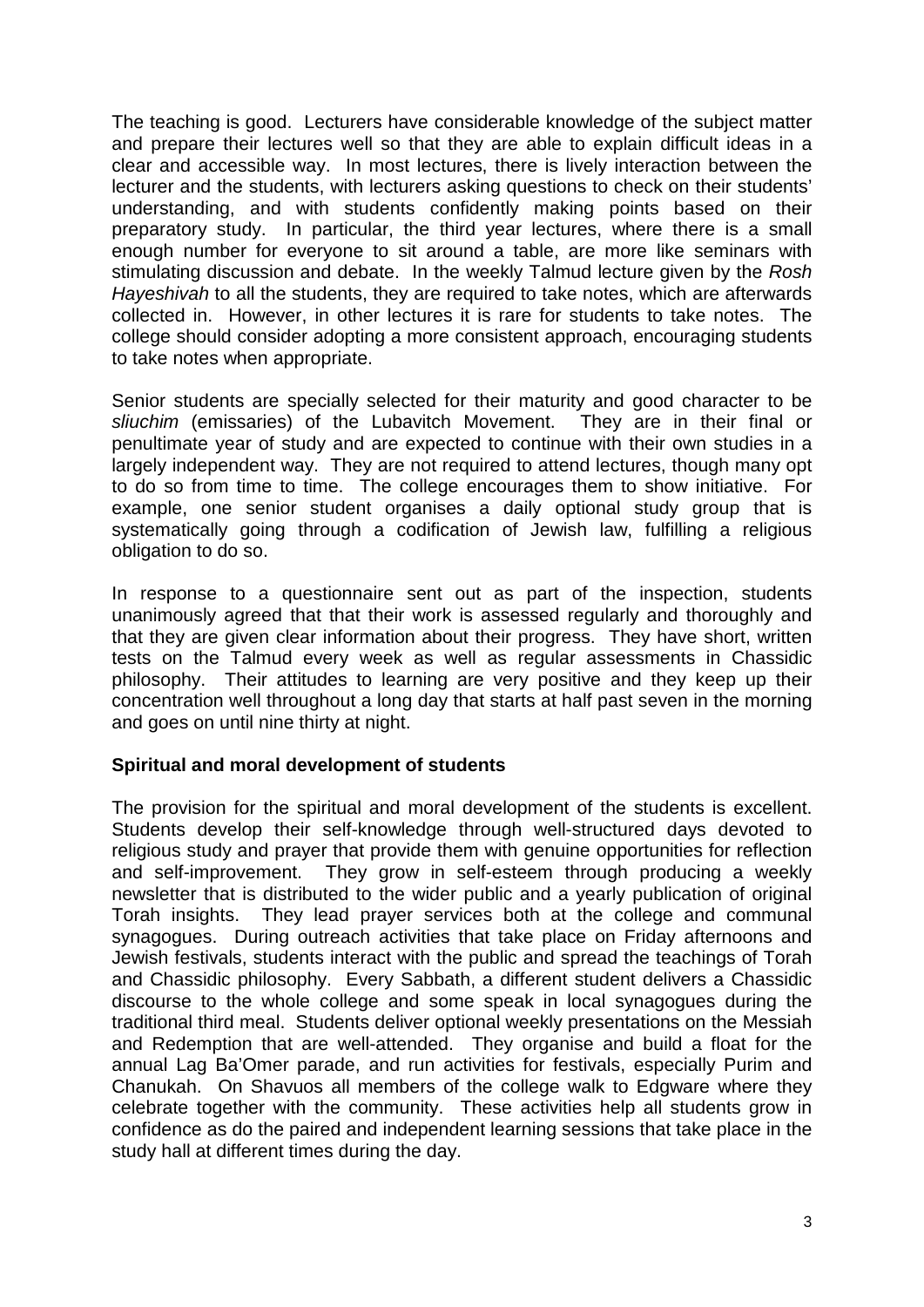The teaching is good. Lecturers have considerable knowledge of the subject matter and prepare their lectures well so that they are able to explain difficult ideas in a clear and accessible way. In most lectures, there is lively interaction between the lecturer and the students, with lecturers asking questions to check on their students' understanding, and with students confidently making points based on their preparatory study. In particular, the third year lectures, where there is a small enough number for everyone to sit around a table, are more like seminars with stimulating discussion and debate. In the weekly Talmud lecture given by the *Rosh Hayeshivah* to all the students, they are required to take notes, which are afterwards collected in. However, in other lectures it is rare for students to take notes. The college should consider adopting a more consistent approach, encouraging students to take notes when appropriate.

Senior students are specially selected for their maturity and good character to be *sliuchim* (emissaries) of the Lubavitch Movement. They are in their final or penultimate year of study and are expected to continue with their own studies in a largely independent way. They are not required to attend lectures, though many opt to do so from time to time. The college encourages them to show initiative. For example, one senior student organises a daily optional study group that is systematically going through a codification of Jewish law, fulfilling a religious obligation to do so.

In response to a questionnaire sent out as part of the inspection, students unanimously agreed that that their work is assessed regularly and thoroughly and that they are given clear information about their progress. They have short, written tests on the Talmud every week as well as regular assessments in Chassidic philosophy. Their attitudes to learning are very positive and they keep up their concentration well throughout a long day that starts at half past seven in the morning and goes on until nine thirty at night.

**Spiritual and moral development of students**

The provision for the spiritual and moral development of the students is excellent. Students develop their self-knowledge through well-structured days devoted to religious study and prayer that provide them with genuine opportunities for reflection and self-improvement. They grow in self-esteem through producing a weekly newsletter that is distributed to the wider public and a yearly publication of original Torah insights. They lead prayer services both at the college and communal synagogues. During outreach activities that take place on Friday afternoons and Jewish festivals, students interact with the public and spread the teachings of Torah and Chassidic philosophy. Every Sabbath, a different student delivers a Chassidic discourse to the whole college and some speak in local synagogues during the traditional third meal. Students deliver optional weekly presentations on the Messiah and Redemption that are well-attended. They organise and build a float for the annual Lag Ba'Omer parade, and run activities for festivals, especially Purim and Chanukah. On Shavuos all members of the college walk to Edgware where they celebrate together with the community. These activities help all students grow in confidence as do the paired and independent learning sessions that take place in the study hall at different times during the day.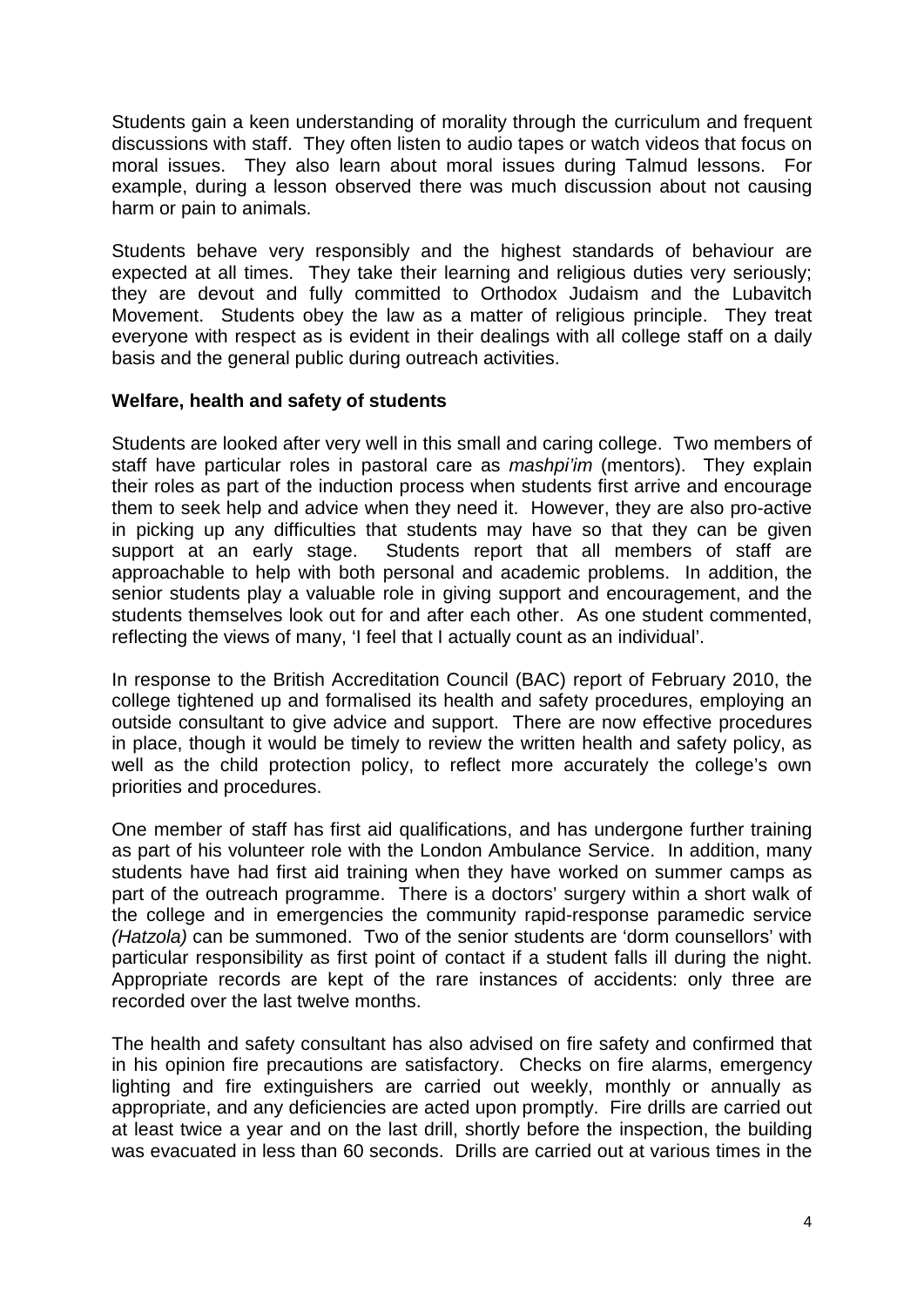Students gain a keen understanding of morality through the curriculum and frequent discussions with staff. They often listen to audio tapes or watch videos that focus on moral issues. They also learn about moral issues during Talmud lessons. For example, during a lesson observed there was much discussion about not causing harm or pain to animals.

Students behave very responsibly and the highest standards of behaviour are expected at all times. They take their learning and religious duties very seriously; they are devout and fully committed to Orthodox Judaism and the Lubavitch Movement. Students obey the law as a matter of religious principle. They treat everyone with respect as is evident in their dealings with all college staff on a daily basis and the general public during outreach activities.

**Welfare, health and safety of students**

Students are looked after very well in this small and caring college. Two members of staff have particular roles in pastoral care as *mashpi'im* (mentors). They explain their roles as part of the induction process when students first arrive and encourage them to seek help and advice when they need it. However, they are also pro-active in picking up any difficulties that students may have so that they can be given support at an early stage. Students report that all members of staff are approachable to help with both personal and academic problems. In addition, the senior students play a valuable role in giving support and encouragement, and the students themselves look out for and after each other. As one student commented, reflecting the views of many, 'I feel that I actually count as an individual'.

In response to the British Accreditation Council (BAC) report of February 2010, the college tightened up and formalised its health and safety procedures, employing an outside consultant to give advice and support. There are now effective procedures in place, though it would be timely to review the written health and safety policy, as well as the child protection policy, to reflect more accurately the college's own priorities and procedures.

One member of staff has first aid qualifications, and has undergone further training as part of his volunteer role with the London Ambulance Service. In addition, many students have had first aid training when they have worked on summer camps as part of the outreach programme. There is a doctors' surgery within a short walk of the college and in emergencies the community rapid-response paramedic service *(Hatzola)* can be summoned. Two of the senior students are 'dorm counsellors' with particular responsibility as first point of contact if a student falls ill during the night. Appropriate records are kept of the rare instances of accidents: only three are recorded over the last twelve months.

The health and safety consultant has also advised on fire safety and confirmed that in his opinion fire precautions are satisfactory. Checks on fire alarms, emergency lighting and fire extinguishers are carried out weekly, monthly or annually as appropriate, and any deficiencies are acted upon promptly. Fire drills are carried out at least twice a year and on the last drill, shortly before the inspection, the building was evacuated in less than 60 seconds. Drills are carried out at various times in the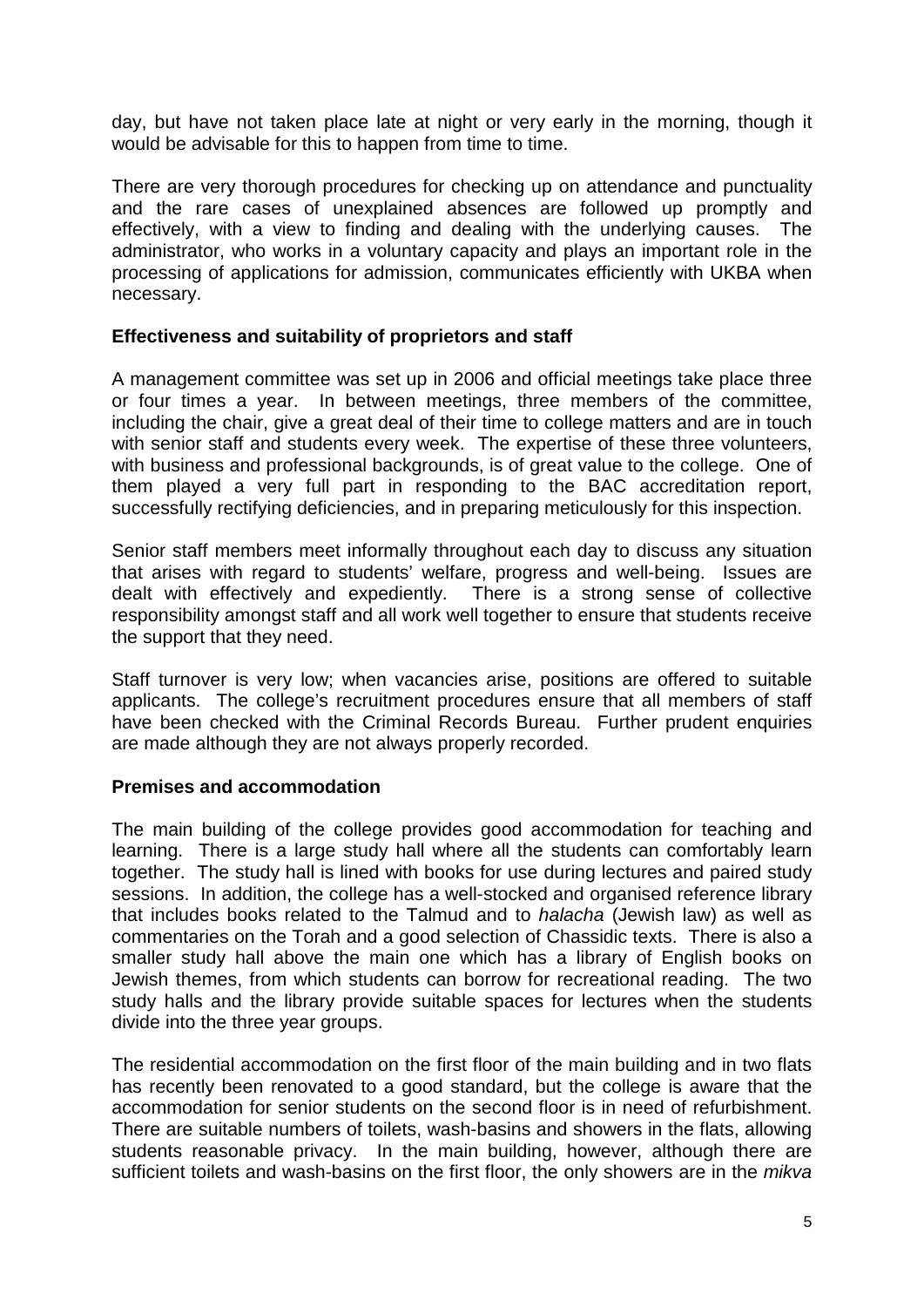day, but have not taken place late at night or very early in the morning, though it would be advisable for this to happen from time to time.

There are very thorough procedures for checking up on attendance and punctuality and the rare cases of unexplained absences are followed up promptly and effectively, with a view to finding and dealing with the underlying causes. The administrator, who works in a voluntary capacity and plays an important role in the processing of applications for admission, communicates efficiently with UKBA when necessary.

**Effectiveness and suitability of proprietors and staff**

A management committee was set up in 2006 and official meetings take place three or four times a year. In between meetings, three members of the committee, including the chair, give a great deal of their time to college matters and are in touch with senior staff and students every week. The expertise of these three volunteers, with business and professional backgrounds, is of great value to the college. One of them played a very full part in responding to the BAC accreditation report, successfully rectifying deficiencies, and in preparing meticulously for this inspection.

Senior staff members meet informally throughout each day to discuss any situation that arises with regard to students' welfare, progress and well-being. Issues are dealt with effectively and expediently. There is a strong sense of collective responsibility amongst staff and all work well together to ensure that students receive the support that they need.

Staff turnover is very low; when vacancies arise, positions are offered to suitable applicants. The college's recruitment procedures ensure that all members of staff have been checked with the Criminal Records Bureau. Further prudent enquiries are made although they are not always properly recorded.

**Premises and accommodation**

The main building of the college provides good accommodation for teaching and learning. There is a large study hall where all the students can comfortably learn together. The study hall is lined with books for use during lectures and paired study sessions. In addition, the college has a well-stocked and organised reference library that includes books related to the Talmud and to *halacha* (Jewish law) as well as commentaries on the Torah and a good selection of Chassidic texts. There is also a smaller study hall above the main one which has a library of English books on Jewish themes, from which students can borrow for recreational reading. The two study halls and the library provide suitable spaces for lectures when the students divide into the three year groups.

The residential accommodation on the first floor of the main building and in two flats has recently been renovated to a good standard, but the college is aware that the accommodation for senior students on the second floor is in need of refurbishment. There are suitable numbers of toilets, wash-basins and showers in the flats, allowing students reasonable privacy. In the main building, however, although there are sufficient toilets and wash-basins on the first floor, the only showers are in the *mikva*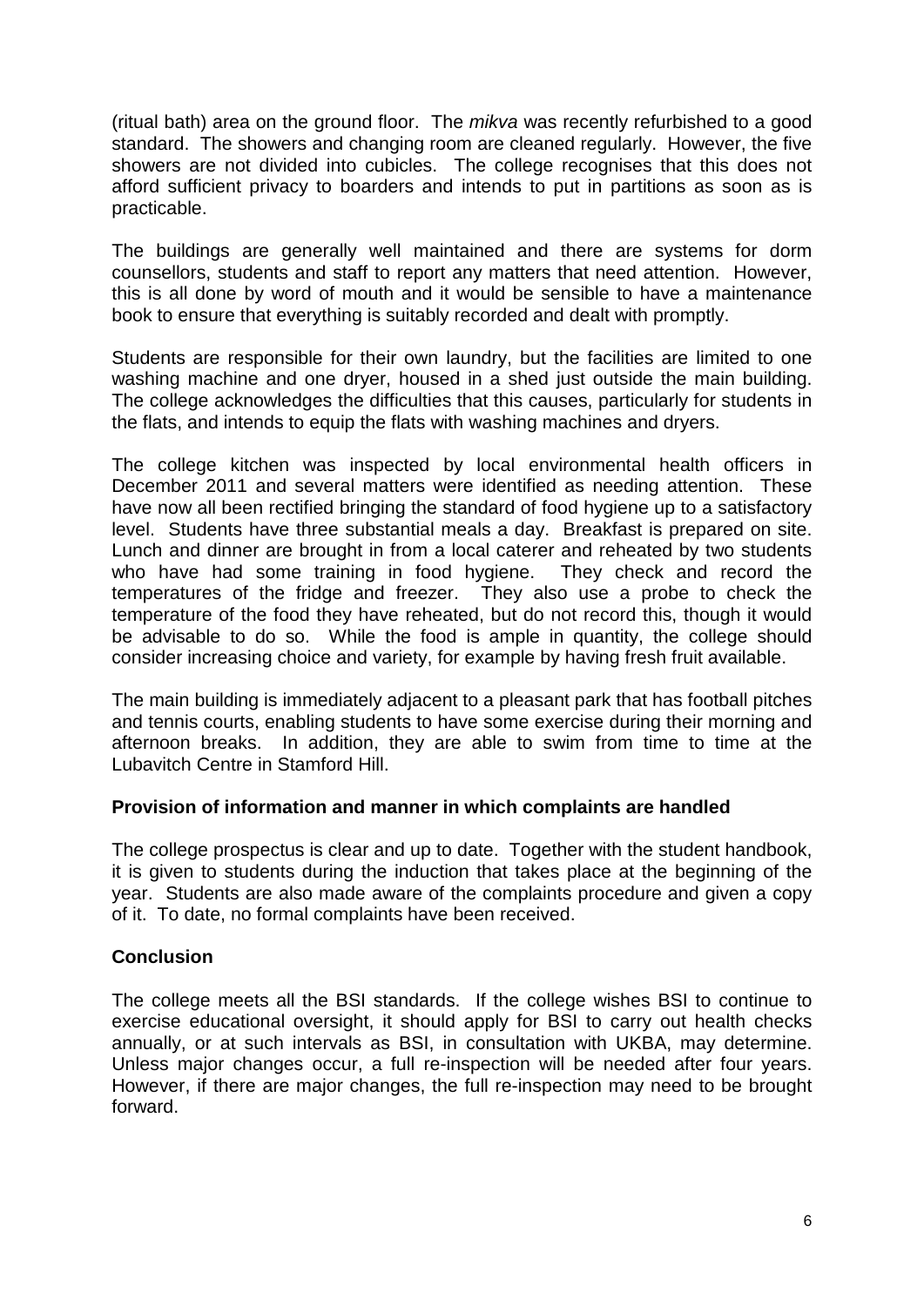(ritual bath) area on the ground floor. The *mikva* was recently refurbished to a good standard. The showers and changing room are cleaned regularly. However, the five showers are not divided into cubicles. The college recognises that this does not afford sufficient privacy to boarders and intends to put in partitions as soon as is practicable.

The buildings are generally well maintained and there are systems for dorm counsellors, students and staff to report any matters that need attention. However, this is all done by word of mouth and it would be sensible to have a maintenance book to ensure that everything is suitably recorded and dealt with promptly.

Students are responsible for their own laundry, but the facilities are limited to one washing machine and one dryer, housed in a shed just outside the main building. The college acknowledges the difficulties that this causes, particularly for students in the flats, and intends to equip the flats with washing machines and dryers.

The college kitchen was inspected by local environmental health officers in December 2011 and several matters were identified as needing attention. These have now all been rectified bringing the standard of food hygiene up to a satisfactory level. Students have three substantial meals a day. Breakfast is prepared on site. Lunch and dinner are brought in from a local caterer and reheated by two students who have had some training in food hygiene. They check and record the temperatures of the fridge and freezer. They also use a probe to check the temperature of the food they have reheated, but do not record this, though it would be advisable to do so. While the food is ample in quantity, the college should consider increasing choice and variety, for example by having fresh fruit available.

The main building is immediately adjacent to a pleasant park that has football pitches and tennis courts, enabling students to have some exercise during their morning and afternoon breaks. In addition, they are able to swim from time to time at the Lubavitch Centre in Stamford Hill.

**Provision of information and manner in which complaints are handled**

The college prospectus is clear and up to date. Together with the student handbook, it is given to students during the induction that takes place at the beginning of the year. Students are also made aware of the complaints procedure and given a copy of it. To date, no formal complaints have been received.

**Conclusion**

The college meets all the BSI standards. If the college wishes BSI to continue to exercise educational oversight, it should apply for BSI to carry out health checks annually, or at such intervals as BSI, in consultation with UKBA, may determine. Unless major changes occur, a full re-inspection will be needed after four years. However, if there are major changes, the full re-inspection may need to be brought forward.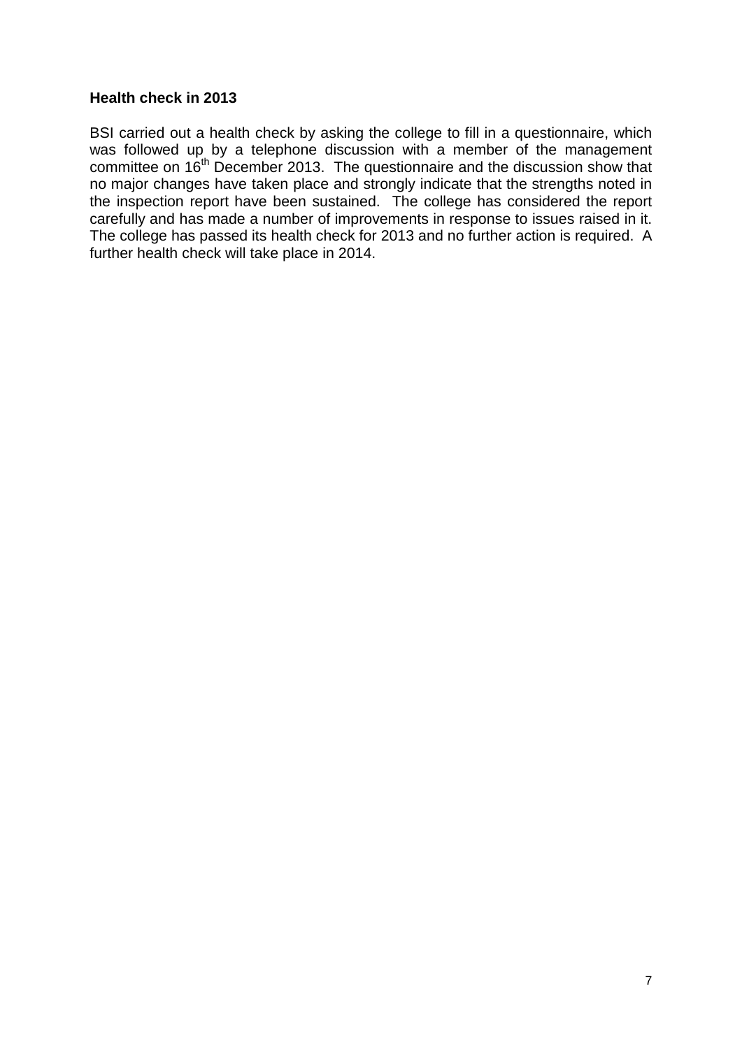**Health check in 2013**

BSI carried out a health check by asking the college to fill in a questionnaire, which was followed up by a telephone discussion with a member of the management committee on 16th December 2013. The questionnaire and the discussion show that no major changes have taken place and strongly indicate that the strengths noted in the inspection report have been sustained. The college has considered the report carefully and has made a number of improvements in response to issues raised in it. The college has passed its health check for 2013 and no further action is required. A further health check will take place in 2014.